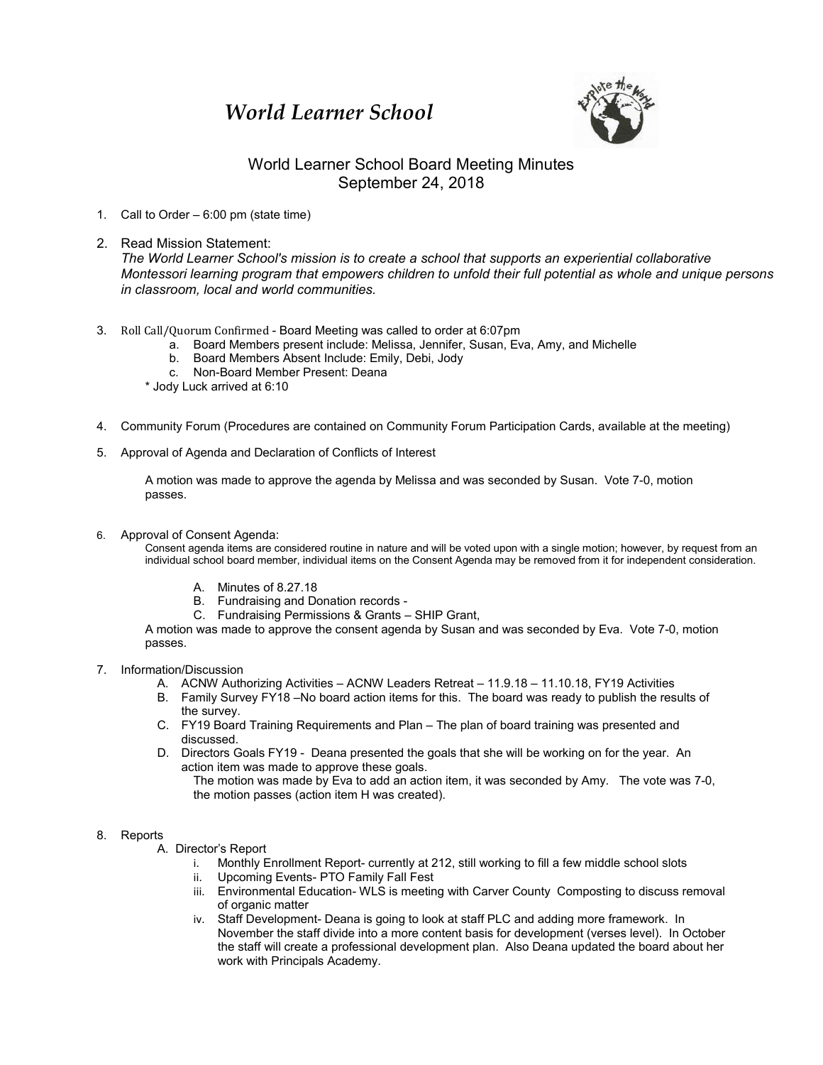# *World Learner School*

## World Learner School Board Meeting Minutes
## September 24, 2018

1. Call to Order – 6:00 pm (state time)

2. Read Mission Statement:
   *The World Learner School's mission is to create a school that supports an experiential collaborative Montessori learning program that empowers children to unfold their full potential as whole and unique persons in classroom, local and world communities.*

3. Roll Call/Quorum Confirmed - Board Meeting was called to order at 6:07pm
   a. Board Members present include: Melissa, Jennifer, Susan, Eva, Amy, and Michelle
   b. Board Members Absent Include: Emily, Debi, Jody
   c. Non-Board Member Present: Deana

   \* Jody Luck arrived at 6:10

4. Community Forum (Procedures are contained on Community Forum Participation Cards, available at the meeting)

5. Approval of Agenda and Declaration of Conflicts of Interest

   A motion was made to approve the agenda by Melissa and was seconded by Susan. Vote 7-0, motion passes.

6. Approval of Consent Agenda:
   Consent agenda items are considered routine in nature and will be voted upon with a single motion; however, by request from an individual school board member, individual items on the Consent Agenda may be removed from it for independent consideration.

   A. Minutes of 8.27.18
   B. Fundraising and Donation records -
   C. Fundraising Permissions & Grants – SHIP Grant,

   A motion was made to approve the consent agenda by Susan and was seconded by Eva. Vote 7-0, motion passes.

7. Information/Discussion
   A. ACNW Authorizing Activities – ACNW Leaders Retreat – 11.9.18 – 11.10.18, FY19 Activities
   B. Family Survey FY18 –No board action items for this. The board was ready to publish the results of the survey.
   C. FY19 Board Training Requirements and Plan – The plan of board training was presented and discussed.
   D. Directors Goals FY19 - Deana presented the goals that she will be working on for the year. An action item was made to approve these goals.
      The motion was made by Eva to add an action item, it was seconded by Amy. The vote was 7-0, the motion passes (action item H was created).

8. Reports
   A. Director's Report
      i. Monthly Enrollment Report- currently at 212, still working to fill a few middle school slots
      ii. Upcoming Events- PTO Family Fall Fest
      iii. Environmental Education- WLS is meeting with Carver County Composting to discuss removal of organic matter
      iv. Staff Development- Deana is going to look at staff PLC and adding more framework. In November the staff divide into a more content basis for development (verses level). In October the staff will create a professional development plan. Also Deana updated the board about her work with Principals Academy.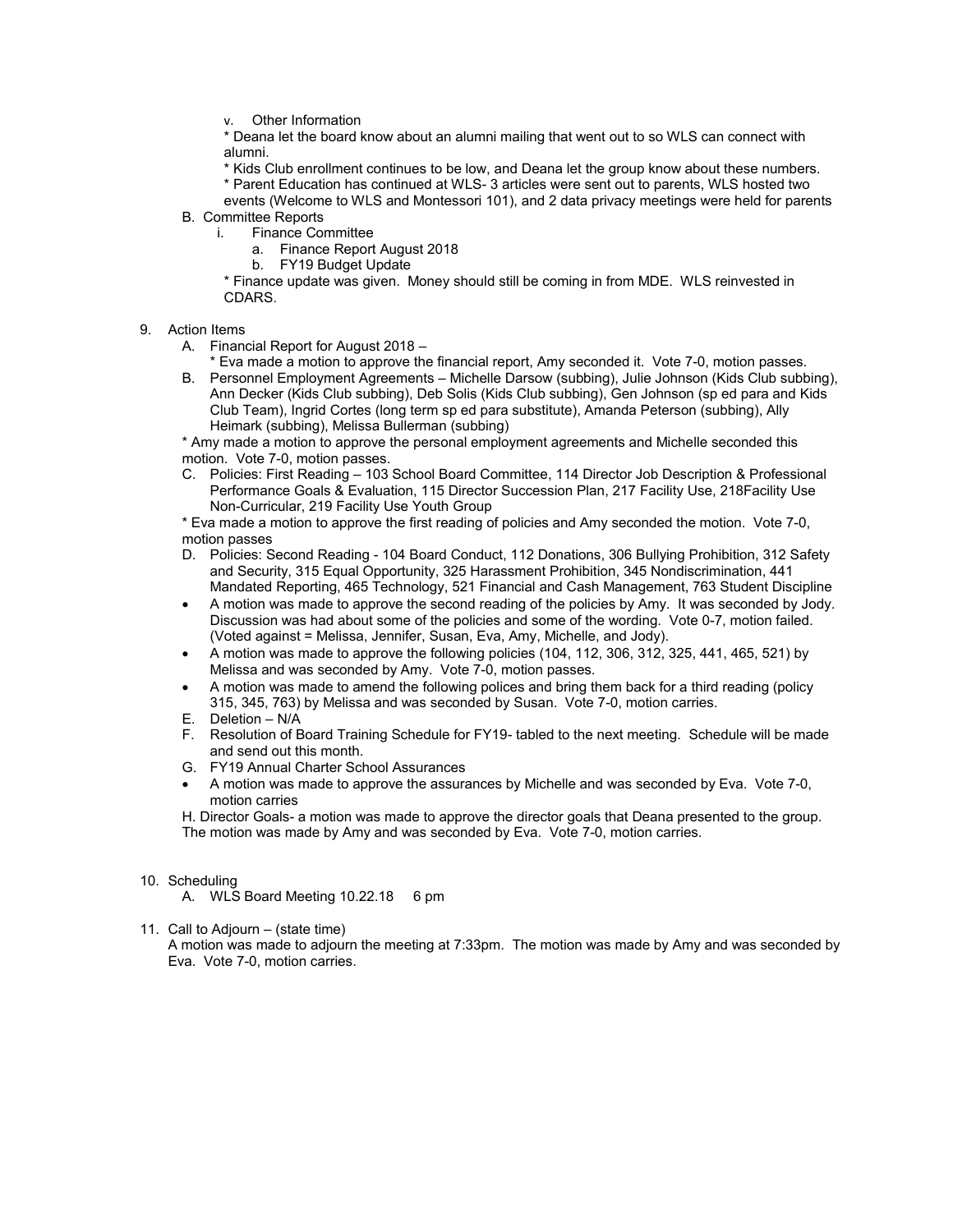v. Other Information

* Deana let the board know about an alumni mailing that went out to so WLS can connect with alumni.
* Kids Club enrollment continues to be low, and Deana let the group know about these numbers.
* Parent Education has continued at WLS- 3 articles were sent out to parents, WLS hosted two events (Welcome to WLS and Montessori 101), and 2 data privacy meetings were held for parents

B. Committee Reports

i. Finance Committee

a. Finance Report August 2018

b. FY19 Budget Update

* Finance update was given. Money should still be coming in from MDE. WLS reinvested in CDARS.

9. Action Items

A. Financial Report for August 2018 –

* Eva made a motion to approve the financial report, Amy seconded it. Vote 7-0, motion passes.

B. Personnel Employment Agreements – Michelle Darsow (subbing), Julie Johnson (Kids Club subbing), Ann Decker (Kids Club subbing), Deb Solis (Kids Club subbing), Gen Johnson (sp ed para and Kids Club Team), Ingrid Cortes (long term sp ed para substitute), Amanda Peterson (subbing), Ally Heimark (subbing), Melissa Bullerman (subbing)

* Amy made a motion to approve the personal employment agreements and Michelle seconded this motion. Vote 7-0, motion passes.

C. Policies: First Reading – 103 School Board Committee, 114 Director Job Description & Professional Performance Goals & Evaluation, 115 Director Succession Plan, 217 Facility Use, 218Facility Use Non-Curricular, 219 Facility Use Youth Group

* Eva made a motion to approve the first reading of policies and Amy seconded the motion. Vote 7-0, motion passes

D. Policies: Second Reading - 104 Board Conduct, 112 Donations, 306 Bullying Prohibition, 312 Safety and Security, 315 Equal Opportunity, 325 Harassment Prohibition, 345 Nondiscrimination, 441 Mandated Reporting, 465 Technology, 521 Financial and Cash Management, 763 Student Discipline

- A motion was made to approve the second reading of the policies by Amy. It was seconded by Jody. Discussion was had about some of the policies and some of the wording. Vote 0-7, motion failed. (Voted against = Melissa, Jennifer, Susan, Eva, Amy, Michelle, and Jody).
- A motion was made to approve the following policies (104, 112, 306, 312, 325, 441, 465, 521) by Melissa and was seconded by Amy. Vote 7-0, motion passes.
- A motion was made to amend the following polices and bring them back for a third reading (policy 315, 345, 763) by Melissa and was seconded by Susan. Vote 7-0, motion carries.

E. Deletion – N/A

F. Resolution of Board Training Schedule for FY19- tabled to the next meeting. Schedule will be made and send out this month.

G. FY19 Annual Charter School Assurances

- A motion was made to approve the assurances by Michelle and was seconded by Eva. Vote 7-0, motion carries

H. Director Goals- a motion was made to approve the director goals that Deana presented to the group. The motion was made by Amy and was seconded by Eva. Vote 7-0, motion carries.

10. Scheduling

A. WLS Board Meeting 10.22.18 6 pm

11. Call to Adjourn – (state time)

A motion was made to adjourn the meeting at 7:33pm. The motion was made by Amy and was seconded by Eva. Vote 7-0, motion carries.